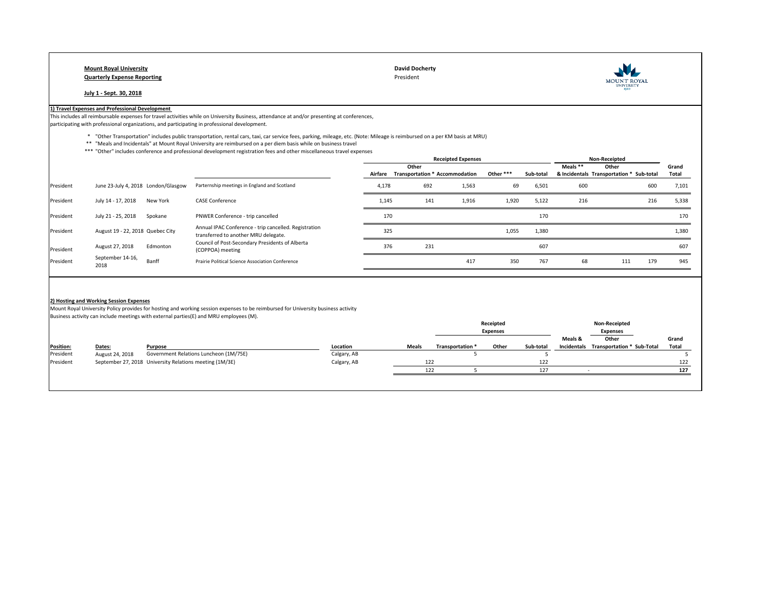**Mount Royal University**
**Quarterly Expense Reporting**

**July 1 - Sept. 30, 2018**

**David Docherty**
President

## 1) Travel Expenses and Professional Development

This includes all reimbursable expenses for travel activities while on University Business, attendance at and/or presenting at conferences, participating with professional organizations, and participating in professional development.

\* "Other Transportation" includes public transportation, rental cars, taxi, car service fees, parking, mileage, etc. (Note: Mileage is reimbursed on a per KM basis at MRU)
\*\* "Meals and Incidentals" at Mount Royal University are reimbursed on a per diem basis while on business travel
\*\*\* "Other" includes conference and professional development registration fees and other miscellaneous travel expenses

| | | | | Receipted Expenses | | | | | Non-Receipted | | | |
|---|---|---|---|---|---|---|---|---|---|---|---|---|
| | | | | Airfare | Other Transportation * | Accommodation | Other *** | Sub-total | Meals ** & Incidentals | Other Transportation * | Sub-total | Grand Total |
| President | June 23-July 4, 2018 | London/Glasgow | Parternship meetings in England and Scotland | 4,178 | 692 | 1,563 | 69 | 6,501 | 600 | | 600 | 7,101 |
| President | July 14 - 17, 2018 | New York | CASE Conference | 1,145 | 141 | 1,916 | 1,920 | 5,122 | 216 | | 216 | 5,338 |
| President | July 21 - 25, 2018 | Spokane | PNWER Conference - trip cancelled | 170 | | | | 170 | | | | 170 |
| President | August 19 - 22, 2018 | Quebec City | Annual IPAC Conference - trip cancelled. Registration transferred to another MRU delegate. | 325 | | | 1,055 | 1,380 | | | | 1,380 |
| President | August 27, 2018 | Edmonton | Council of Post-Secondary Presidents of Alberta (COPPOA) meeting | 376 | 231 | | | 607 | | | | 607 |
| President | September 14-16, 2018 | Banff | Prairie Political Science Association Conference | | | 417 | 350 | 767 | 68 | 111 | 179 | 945 |

## 2) Hosting and Working Session Expenses

Mount Royal University Policy provides for hosting and working session expenses to be reimbursed for University business activity
Business activity can include meetings with external parties(E) and MRU employees (M).

| | | | | Receipted Expenses | | | | Non-Receipted Expenses | | | |
|---|---|---|---|---|---|---|---|---|---|---|---|
| Position: | Dates: | Purpose | Location | Meals | Transportation * | Other | Sub-total | Meals & Incidentals | Other Transportation * | Sub-Total | Grand Total |
| President | August 24, 2018 | Government Relations Luncheon (1M/75E) | Calgary, AB | | 5 | | 5 | | | | 5 |
| President | September 27, 2018 | University Relations meeting (1M/3E) | Calgary, AB | 122 | | | 122 | | | | 122 |
| | | | | 122 | 5 | | 127 | - | | | **127** |